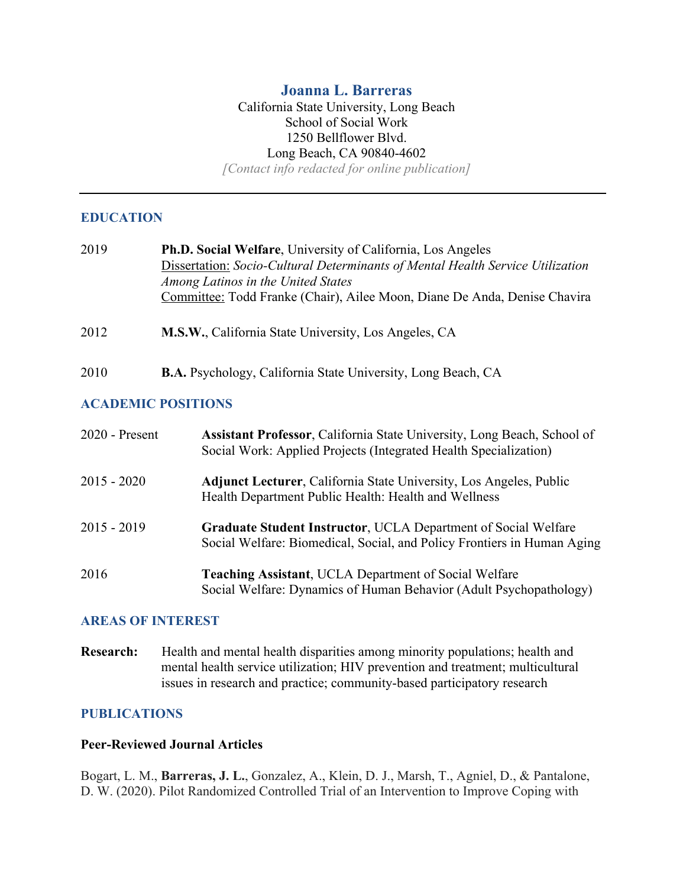# Joanna L. Barreras

California State University, Long Beach
School of Social Work
1250 Bellflower Blvd.
Long Beach, CA 90840-4602
*[Contact info redacted for online publication]*

---

## EDUCATION

**2019** — **Ph.D. Social Welfare**, University of California, Los Angeles
Dissertation: *Socio-Cultural Determinants of Mental Health Service Utilization Among Latinos in the United States*
Committee: Todd Franke (Chair), Ailee Moon, Diane De Anda, Denise Chavira

**2012** — **M.S.W.**, California State University, Los Angeles, CA

**2010** — **B.A.** Psychology, California State University, Long Beach, CA

## ACADEMIC POSITIONS

**2020 - Present** — **Assistant Professor**, California State University, Long Beach, School of Social Work: Applied Projects (Integrated Health Specialization)

**2015 - 2020** — **Adjunct Lecturer**, California State University, Los Angeles, Public Health Department Public Health: Health and Wellness

**2015 - 2019** — **Graduate Student Instructor**, UCLA Department of Social Welfare
Social Welfare: Biomedical, Social, and Policy Frontiers in Human Aging

**2016** — **Teaching Assistant**, UCLA Department of Social Welfare
Social Welfare: Dynamics of Human Behavior (Adult Psychopathology)

## AREAS OF INTEREST

**Research:** Health and mental health disparities among minority populations; health and mental health service utilization; HIV prevention and treatment; multicultural issues in research and practice; community-based participatory research

## PUBLICATIONS

### Peer-Reviewed Journal Articles

Bogart, L. M., **Barreras, J. L.**, Gonzalez, A., Klein, D. J., Marsh, T., Agniel, D., & Pantalone, D. W. (2020). Pilot Randomized Controlled Trial of an Intervention to Improve Coping with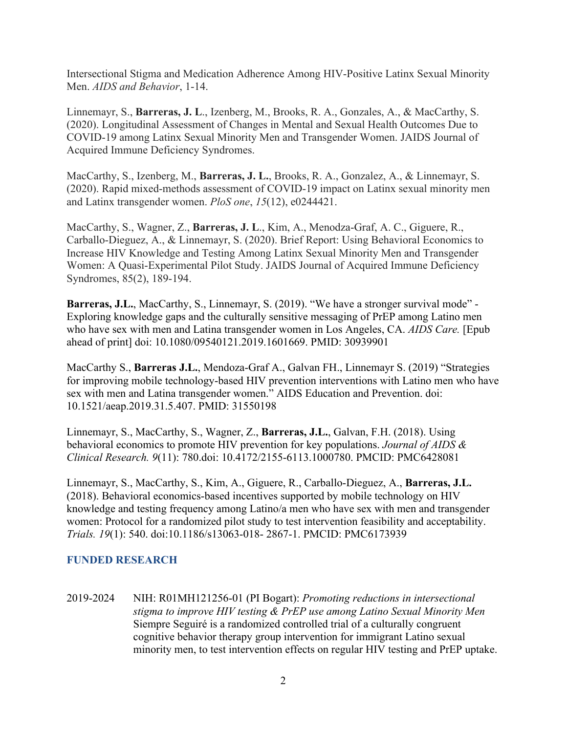Intersectional Stigma and Medication Adherence Among HIV-Positive Latinx Sexual Minority Men. *AIDS and Behavior*, 1-14.

Linnemayr, S., **Barreras, J. L**., Izenberg, M., Brooks, R. A., Gonzales, A., & MacCarthy, S. (2020). Longitudinal Assessment of Changes in Mental and Sexual Health Outcomes Due to COVID-19 among Latinx Sexual Minority Men and Transgender Women. JAIDS Journal of Acquired Immune Deficiency Syndromes.

MacCarthy, S., Izenberg, M., **Barreras, J. L.**, Brooks, R. A., Gonzalez, A., & Linnemayr, S. (2020). Rapid mixed-methods assessment of COVID-19 impact on Latinx sexual minority men and Latinx transgender women. *PloS one*, *15*(12), e0244421.

MacCarthy, S., Wagner, Z., **Barreras, J. L**., Kim, A., Menodza-Graf, A. C., Giguere, R., Carballo-Dieguez, A., & Linnemayr, S. (2020). Brief Report: Using Behavioral Economics to Increase HIV Knowledge and Testing Among Latinx Sexual Minority Men and Transgender Women: A Quasi-Experimental Pilot Study. JAIDS Journal of Acquired Immune Deficiency Syndromes, 85(2), 189-194.

**Barreras, J.L.**, MacCarthy, S., Linnemayr, S. (2019). "We have a stronger survival mode" - Exploring knowledge gaps and the culturally sensitive messaging of PrEP among Latino men who have sex with men and Latina transgender women in Los Angeles, CA. *AIDS Care.* [Epub ahead of print] doi: 10.1080/09540121.2019.1601669. PMID: 30939901

MacCarthy S., **Barreras J.L.**, Mendoza-Graf A., Galvan FH., Linnemayr S. (2019) "Strategies for improving mobile technology-based HIV prevention interventions with Latino men who have sex with men and Latina transgender women." AIDS Education and Prevention. doi: 10.1521/aeap.2019.31.5.407. PMID: 31550198

Linnemayr, S., MacCarthy, S., Wagner, Z., **Barreras, J.L.**, Galvan, F.H. (2018). Using behavioral economics to promote HIV prevention for key populations. *Journal of AIDS & Clinical Research. 9*(11): 780.doi: 10.4172/2155-6113.1000780. PMCID: PMC6428081

Linnemayr, S., MacCarthy, S., Kim, A., Giguere, R., Carballo-Dieguez, A., **Barreras, J.L.** (2018). Behavioral economics-based incentives supported by mobile technology on HIV knowledge and testing frequency among Latino/a men who have sex with men and transgender women: Protocol for a randomized pilot study to test intervention feasibility and acceptability. *Trials. 19*(1): 540. doi:10.1186/s13063-018- 2867-1. PMCID: PMC6173939

## FUNDED RESEARCH

2019-2024 NIH: R01MH121256-01 (PI Bogart): *Promoting reductions in intersectional stigma to improve HIV testing & PrEP use among Latino Sexual Minority Men* Siempre Seguiré is a randomized controlled trial of a culturally congruent cognitive behavior therapy group intervention for immigrant Latino sexual minority men, to test intervention effects on regular HIV testing and PrEP uptake.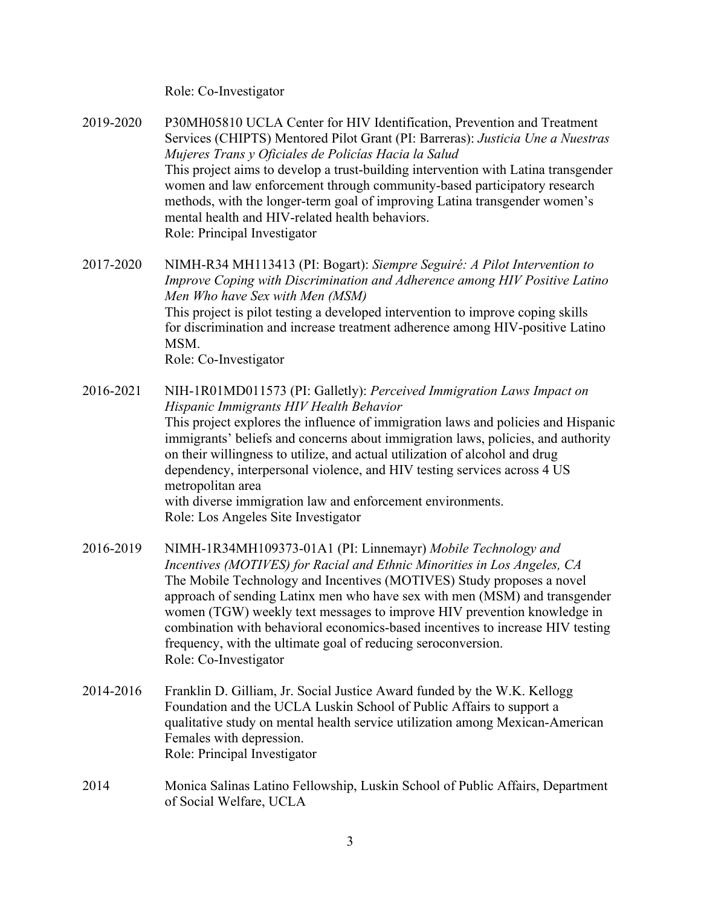Role: Co-Investigator

2019-2020 P30MH05810 UCLA Center for HIV Identification, Prevention and Treatment Services (CHIPTS) Mentored Pilot Grant (PI: Barreras): *Justicia Une a Nuestras Mujeres Trans y Oficiales de Policías Hacia la Salud*
This project aims to develop a trust-building intervention with Latina transgender women and law enforcement through community-based participatory research methods, with the longer-term goal of improving Latina transgender women's mental health and HIV-related health behaviors.
Role: Principal Investigator

2017-2020 NIMH-R34 MH113413 (PI: Bogart): *Siempre Seguiré: A Pilot Intervention to Improve Coping with Discrimination and Adherence among HIV Positive Latino Men Who have Sex with Men (MSM)*
This project is pilot testing a developed intervention to improve coping skills for discrimination and increase treatment adherence among HIV-positive Latino MSM.
Role: Co-Investigator

2016-2021 NIH-1R01MD011573 (PI: Galletly): *Perceived Immigration Laws Impact on Hispanic Immigrants HIV Health Behavior*
This project explores the influence of immigration laws and policies and Hispanic immigrants' beliefs and concerns about immigration laws, policies, and authority on their willingness to utilize, and actual utilization of alcohol and drug dependency, interpersonal violence, and HIV testing services across 4 US metropolitan area
with diverse immigration law and enforcement environments.
Role: Los Angeles Site Investigator

2016-2019 NIMH-1R34MH109373-01A1 (PI: Linnemayr) *Mobile Technology and Incentives (MOTIVES) for Racial and Ethnic Minorities in Los Angeles, CA*
The Mobile Technology and Incentives (MOTIVES) Study proposes a novel approach of sending Latinx men who have sex with men (MSM) and transgender women (TGW) weekly text messages to improve HIV prevention knowledge in combination with behavioral economics-based incentives to increase HIV testing frequency, with the ultimate goal of reducing seroconversion.
Role: Co-Investigator

2014-2016 Franklin D. Gilliam, Jr. Social Justice Award funded by the W.K. Kellogg Foundation and the UCLA Luskin School of Public Affairs to support a qualitative study on mental health service utilization among Mexican-American Females with depression.
Role: Principal Investigator

2014 Monica Salinas Latino Fellowship, Luskin School of Public Affairs, Department of Social Welfare, UCLA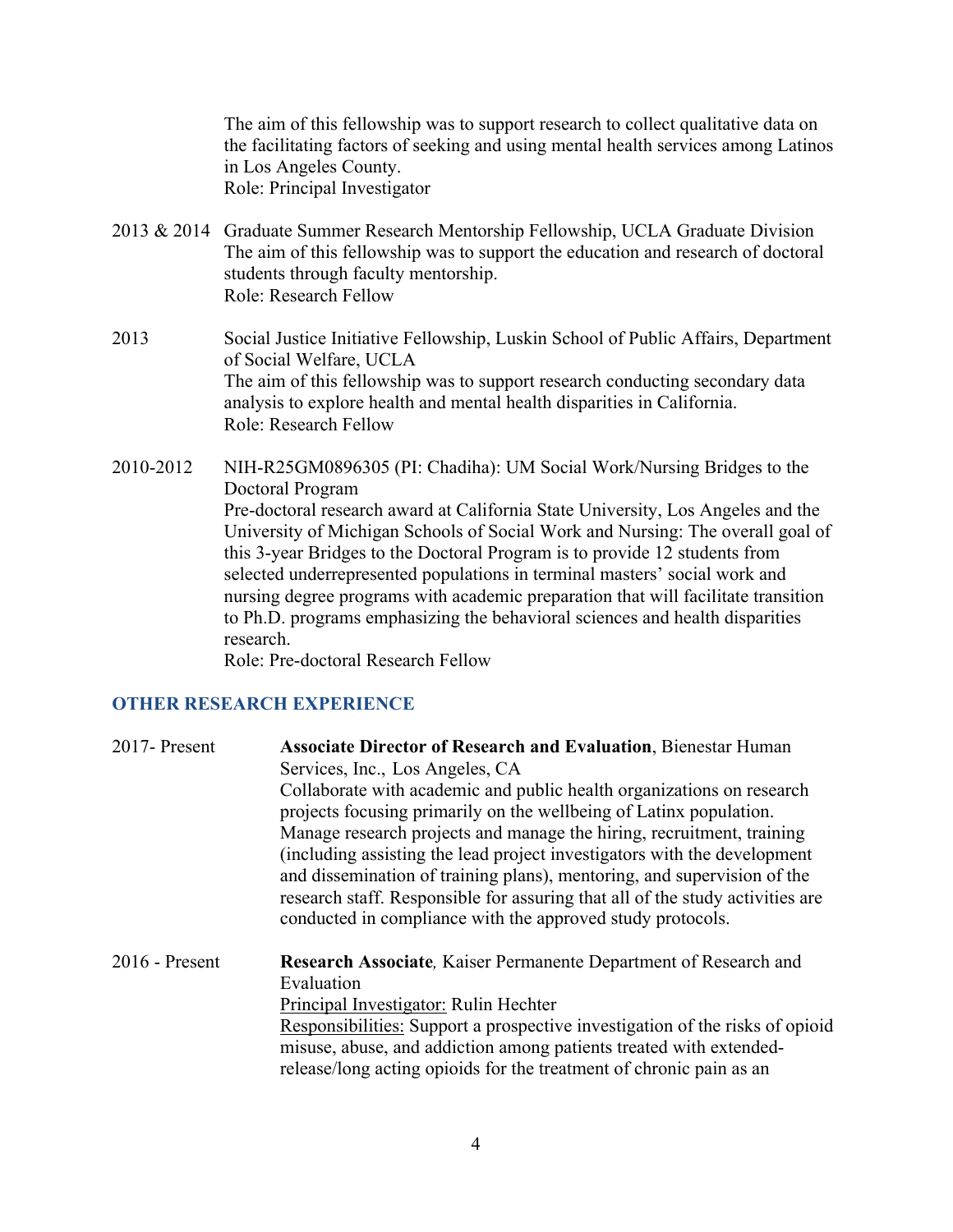The aim of this fellowship was to support research to collect qualitative data on the facilitating factors of seeking and using mental health services among Latinos in Los Angeles County.
Role: Principal Investigator

2013 & 2014 Graduate Summer Research Mentorship Fellowship, UCLA Graduate Division
The aim of this fellowship was to support the education and research of doctoral students through faculty mentorship.
Role: Research Fellow

2013 Social Justice Initiative Fellowship, Luskin School of Public Affairs, Department of Social Welfare, UCLA
The aim of this fellowship was to support research conducting secondary data analysis to explore health and mental health disparities in California.
Role: Research Fellow

2010-2012 NIH-R25GM0896305 (PI: Chadiha): UM Social Work/Nursing Bridges to the Doctoral Program
Pre-doctoral research award at California State University, Los Angeles and the University of Michigan Schools of Social Work and Nursing: The overall goal of this 3-year Bridges to the Doctoral Program is to provide 12 students from selected underrepresented populations in terminal masters' social work and nursing degree programs with academic preparation that will facilitate transition to Ph.D. programs emphasizing the behavioral sciences and health disparities research.
Role: Pre-doctoral Research Fellow

## OTHER RESEARCH EXPERIENCE

2017- Present **Associate Director of Research and Evaluation**, Bienestar Human Services, Inc., Los Angeles, CA
Collaborate with academic and public health organizations on research projects focusing primarily on the wellbeing of Latinx population. Manage research projects and manage the hiring, recruitment, training (including assisting the lead project investigators with the development and dissemination of training plans), mentoring, and supervision of the research staff. Responsible for assuring that all of the study activities are conducted in compliance with the approved study protocols.

2016 - Present **Research Associate***,* Kaiser Permanente Department of Research and Evaluation
Principal Investigator: Rulin Hechter
Responsibilities: Support a prospective investigation of the risks of opioid misuse, abuse, and addiction among patients treated with extended-release/long acting opioids for the treatment of chronic pain as an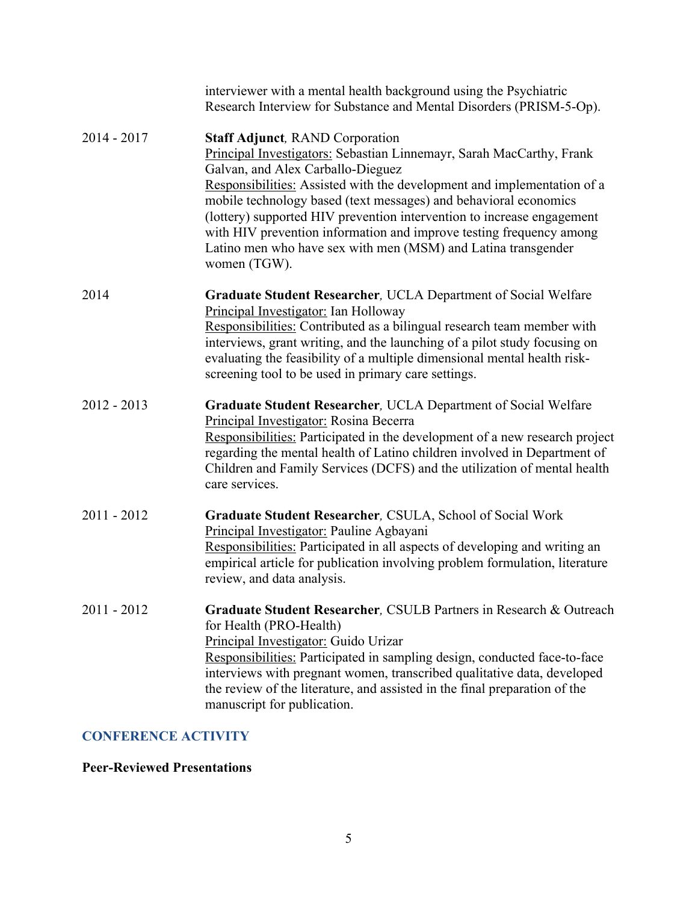interviewer with a mental health background using the Psychiatric Research Interview for Substance and Mental Disorders (PRISM-5-Op).

2014 - 2017 **Staff Adjunct**, RAND Corporation
Principal Investigators: Sebastian Linnemayr, Sarah MacCarthy, Frank Galvan, and Alex Carballo-Dieguez
Responsibilities: Assisted with the development and implementation of a mobile technology based (text messages) and behavioral economics (lottery) supported HIV prevention intervention to increase engagement with HIV prevention information and improve testing frequency among Latino men who have sex with men (MSM) and Latina transgender women (TGW).

2014 **Graduate Student Researcher**, UCLA Department of Social Welfare
Principal Investigator: Ian Holloway
Responsibilities: Contributed as a bilingual research team member with interviews, grant writing, and the launching of a pilot study focusing on evaluating the feasibility of a multiple dimensional mental health risk-screening tool to be used in primary care settings.

2012 - 2013 **Graduate Student Researcher**, UCLA Department of Social Welfare
Principal Investigator: Rosina Becerra
Responsibilities: Participated in the development of a new research project regarding the mental health of Latino children involved in Department of Children and Family Services (DCFS) and the utilization of mental health care services.

2011 - 2012 **Graduate Student Researcher**, CSULA, School of Social Work
Principal Investigator: Pauline Agbayani
Responsibilities: Participated in all aspects of developing and writing an empirical article for publication involving problem formulation, literature review, and data analysis.

2011 - 2012 **Graduate Student Researcher**, CSULB Partners in Research & Outreach for Health (PRO-Health)
Principal Investigator: Guido Urizar
Responsibilities: Participated in sampling design, conducted face-to-face interviews with pregnant women, transcribed qualitative data, developed the review of the literature, and assisted in the final preparation of the manuscript for publication.

## CONFERENCE ACTIVITY

### Peer-Reviewed Presentations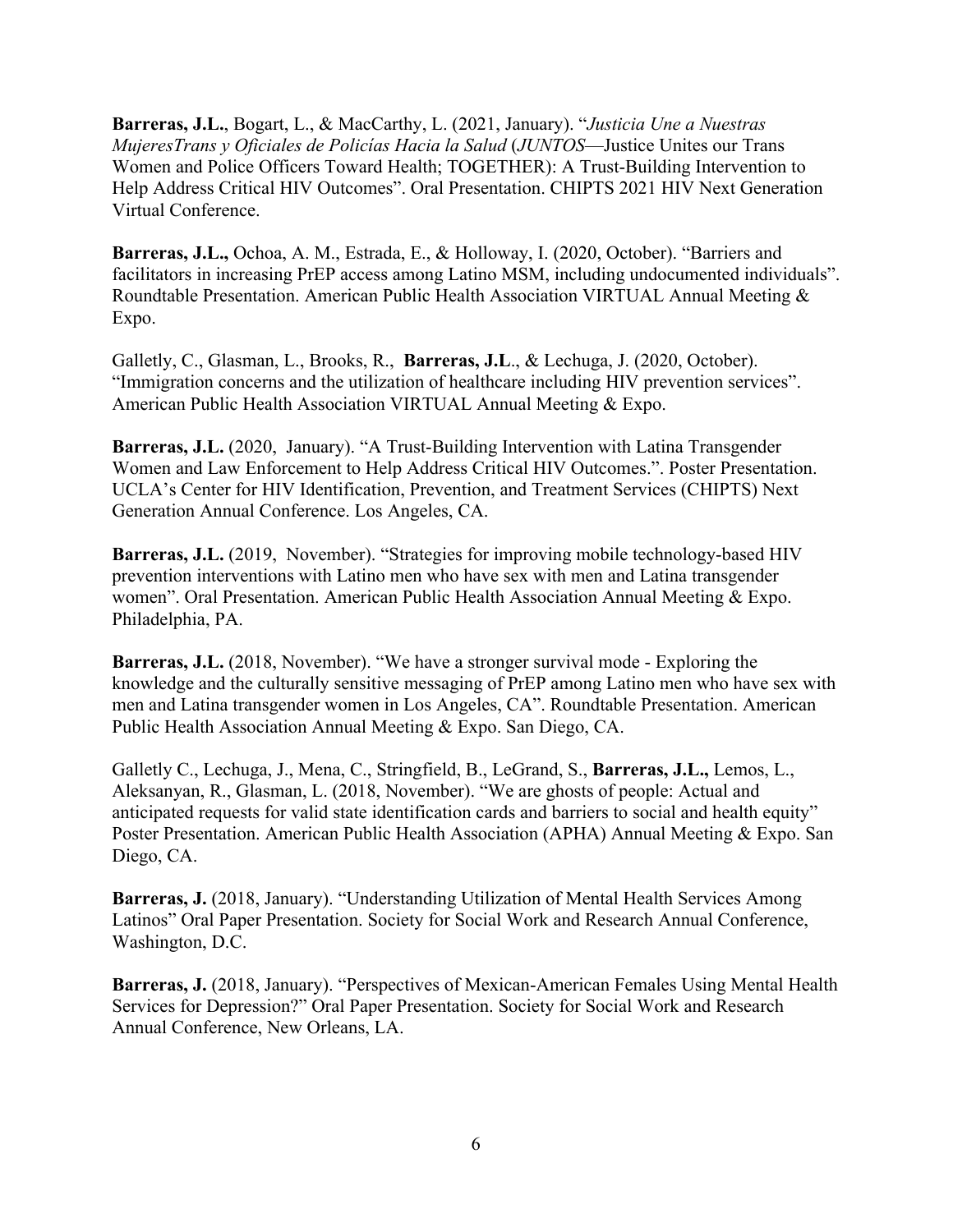**Barreras, J.L.**, Bogart, L., & MacCarthy, L. (2021, January). "*Justicia Une a Nuestras MujeresTrans y Oficiales de Policías Hacia la Salud* (*JUNTOS*—Justice Unites our Trans Women and Police Officers Toward Health; TOGETHER): A Trust-Building Intervention to Help Address Critical HIV Outcomes". Oral Presentation. CHIPTS 2021 HIV Next Generation Virtual Conference.

**Barreras, J.L.,** Ochoa, A. M., Estrada, E., & Holloway, I. (2020, October). "Barriers and facilitators in increasing PrEP access among Latino MSM, including undocumented individuals". Roundtable Presentation. American Public Health Association VIRTUAL Annual Meeting & Expo.

Galletly, C., Glasman, L., Brooks, R., **Barreras, J.L**., & Lechuga, J. (2020, October). "Immigration concerns and the utilization of healthcare including HIV prevention services". American Public Health Association VIRTUAL Annual Meeting & Expo.

**Barreras, J.L.** (2020, January). "A Trust-Building Intervention with Latina Transgender Women and Law Enforcement to Help Address Critical HIV Outcomes.". Poster Presentation. UCLA's Center for HIV Identification, Prevention, and Treatment Services (CHIPTS) Next Generation Annual Conference. Los Angeles, CA.

**Barreras, J.L.** (2019, November). "Strategies for improving mobile technology-based HIV prevention interventions with Latino men who have sex with men and Latina transgender women". Oral Presentation. American Public Health Association Annual Meeting & Expo. Philadelphia, PA.

**Barreras, J.L.** (2018, November). "We have a stronger survival mode - Exploring the knowledge and the culturally sensitive messaging of PrEP among Latino men who have sex with men and Latina transgender women in Los Angeles, CA". Roundtable Presentation. American Public Health Association Annual Meeting & Expo. San Diego, CA.

Galletly C., Lechuga, J., Mena, C., Stringfield, B., LeGrand, S., **Barreras, J.L.,** Lemos, L., Aleksanyan, R., Glasman, L. (2018, November). "We are ghosts of people: Actual and anticipated requests for valid state identification cards and barriers to social and health equity" Poster Presentation. American Public Health Association (APHA) Annual Meeting & Expo. San Diego, CA.

**Barreras, J.** (2018, January). "Understanding Utilization of Mental Health Services Among Latinos" Oral Paper Presentation. Society for Social Work and Research Annual Conference, Washington, D.C.

**Barreras, J.** (2018, January). "Perspectives of Mexican-American Females Using Mental Health Services for Depression?" Oral Paper Presentation. Society for Social Work and Research Annual Conference, New Orleans, LA.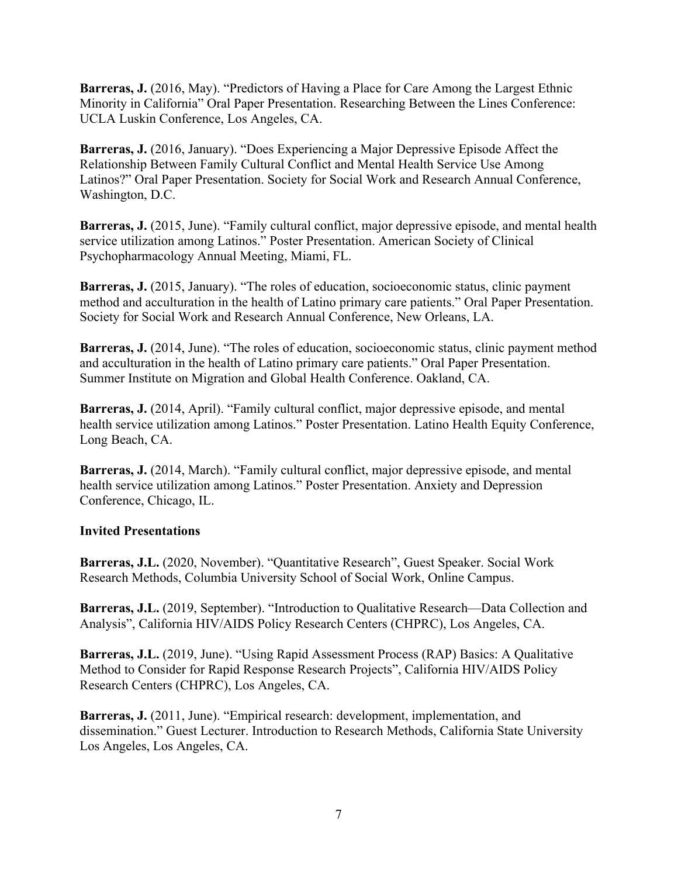**Barreras, J.** (2016, May). “Predictors of Having a Place for Care Among the Largest Ethnic Minority in California” Oral Paper Presentation. Researching Between the Lines Conference: UCLA Luskin Conference, Los Angeles, CA.

**Barreras, J.** (2016, January). “Does Experiencing a Major Depressive Episode Affect the Relationship Between Family Cultural Conflict and Mental Health Service Use Among Latinos?” Oral Paper Presentation. Society for Social Work and Research Annual Conference, Washington, D.C.

**Barreras, J.** (2015, June). “Family cultural conflict, major depressive episode, and mental health service utilization among Latinos.” Poster Presentation. American Society of Clinical Psychopharmacology Annual Meeting, Miami, FL.

**Barreras, J.** (2015, January). “The roles of education, socioeconomic status, clinic payment method and acculturation in the health of Latino primary care patients.” Oral Paper Presentation. Society for Social Work and Research Annual Conference, New Orleans, LA.

**Barreras, J.** (2014, June). “The roles of education, socioeconomic status, clinic payment method and acculturation in the health of Latino primary care patients.” Oral Paper Presentation. Summer Institute on Migration and Global Health Conference. Oakland, CA.

**Barreras, J.** (2014, April). “Family cultural conflict, major depressive episode, and mental health service utilization among Latinos.” Poster Presentation. Latino Health Equity Conference, Long Beach, CA.

**Barreras, J.** (2014, March). “Family cultural conflict, major depressive episode, and mental health service utilization among Latinos.” Poster Presentation. Anxiety and Depression Conference, Chicago, IL.

**Invited Presentations**

**Barreras, J.L.** (2020, November). “Quantitative Research”, Guest Speaker. Social Work Research Methods, Columbia University School of Social Work, Online Campus.

**Barreras, J.L.** (2019, September). “Introduction to Qualitative Research—Data Collection and Analysis”, California HIV/AIDS Policy Research Centers (CHPRC), Los Angeles, CA.

**Barreras, J.L.** (2019, June). “Using Rapid Assessment Process (RAP) Basics: A Qualitative Method to Consider for Rapid Response Research Projects”, California HIV/AIDS Policy Research Centers (CHPRC), Los Angeles, CA.

**Barreras, J.** (2011, June). “Empirical research: development, implementation, and dissemination.” Guest Lecturer. Introduction to Research Methods, California State University Los Angeles, Los Angeles, CA.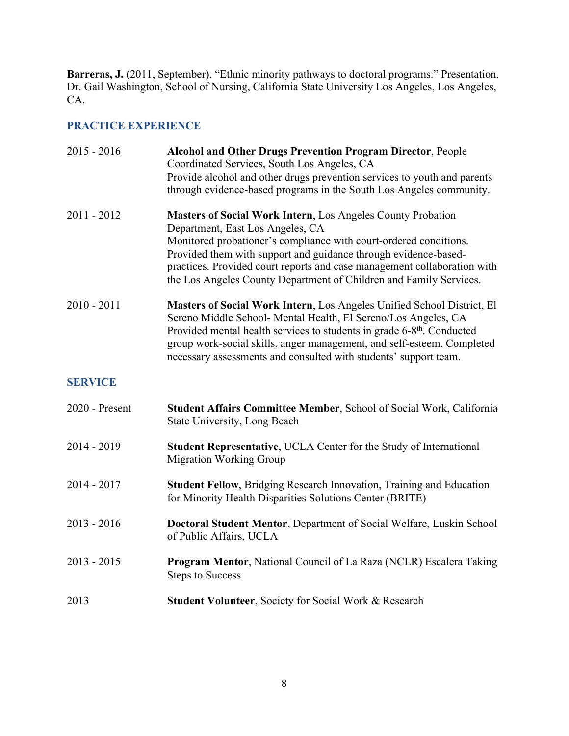**Barreras, J.** (2011, September). "Ethnic minority pathways to doctoral programs." Presentation. Dr. Gail Washington, School of Nursing, California State University Los Angeles, Los Angeles, CA.

## PRACTICE EXPERIENCE

2015 - 2016 **Alcohol and Other Drugs Prevention Program Director**, People Coordinated Services, South Los Angeles, CA
Provide alcohol and other drugs prevention services to youth and parents through evidence-based programs in the South Los Angeles community.

2011 - 2012 **Masters of Social Work Intern**, Los Angeles County Probation Department, East Los Angeles, CA
Monitored probationer's compliance with court-ordered conditions. Provided them with support and guidance through evidence-based-practices. Provided court reports and case management collaboration with the Los Angeles County Department of Children and Family Services.

2010 - 2011 **Masters of Social Work Intern**, Los Angeles Unified School District, El Sereno Middle School- Mental Health, El Sereno/Los Angeles, CA
Provided mental health services to students in grade 6-8th. Conducted group work-social skills, anger management, and self-esteem. Completed necessary assessments and consulted with students' support team.

## SERVICE

2020 - Present **Student Affairs Committee Member**, School of Social Work, California State University, Long Beach

2014 - 2019 **Student Representative**, UCLA Center for the Study of International Migration Working Group

2014 - 2017 **Student Fellow**, Bridging Research Innovation, Training and Education for Minority Health Disparities Solutions Center (BRITE)

2013 - 2016 **Doctoral Student Mentor**, Department of Social Welfare, Luskin School of Public Affairs, UCLA

2013 - 2015 **Program Mentor**, National Council of La Raza (NCLR) Escalera Taking Steps to Success

2013 **Student Volunteer**, Society for Social Work & Research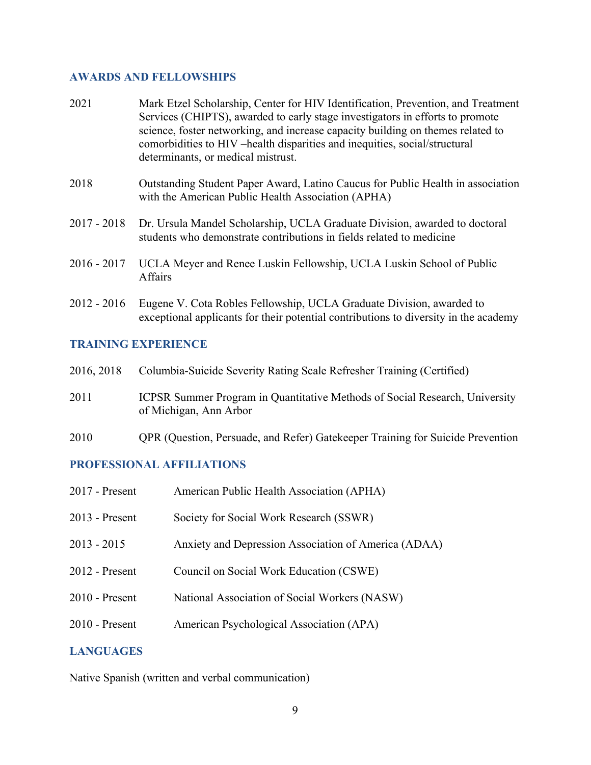## AWARDS AND FELLOWSHIPS

| | |
|---|---|
| 2021 | Mark Etzel Scholarship, Center for HIV Identification, Prevention, and Treatment Services (CHIPTS), awarded to early stage investigators in efforts to promote science, foster networking, and increase capacity building on themes related to comorbidities to HIV –health disparities and inequities, social/structural determinants, or medical mistrust. |
| 2018 | Outstanding Student Paper Award, Latino Caucus for Public Health in association with the American Public Health Association (APHA) |
| 2017 - 2018 | Dr. Ursula Mandel Scholarship, UCLA Graduate Division, awarded to doctoral students who demonstrate contributions in fields related to medicine |
| 2016 - 2017 | UCLA Meyer and Renee Luskin Fellowship, UCLA Luskin School of Public Affairs |
| 2012 - 2016 | Eugene V. Cota Robles Fellowship, UCLA Graduate Division, awarded to exceptional applicants for their potential contributions to diversity in the academy |

## TRAINING EXPERIENCE

| | |
|---|---|
| 2016, 2018 | Columbia-Suicide Severity Rating Scale Refresher Training (Certified) |
| 2011 | ICPSR Summer Program in Quantitative Methods of Social Research, University of Michigan, Ann Arbor |
| 2010 | QPR (Question, Persuade, and Refer) Gatekeeper Training for Suicide Prevention |

## PROFESSIONAL AFFILIATIONS

| | |
|---|---|
| 2017 - Present | American Public Health Association (APHA) |
| 2013 - Present | Society for Social Work Research (SSWR) |
| 2013 - 2015 | Anxiety and Depression Association of America (ADAA) |
| 2012 - Present | Council on Social Work Education (CSWE) |
| 2010 - Present | National Association of Social Workers (NASW) |
| 2010 - Present | American Psychological Association (APA) |

## LANGUAGES

Native Spanish (written and verbal communication)